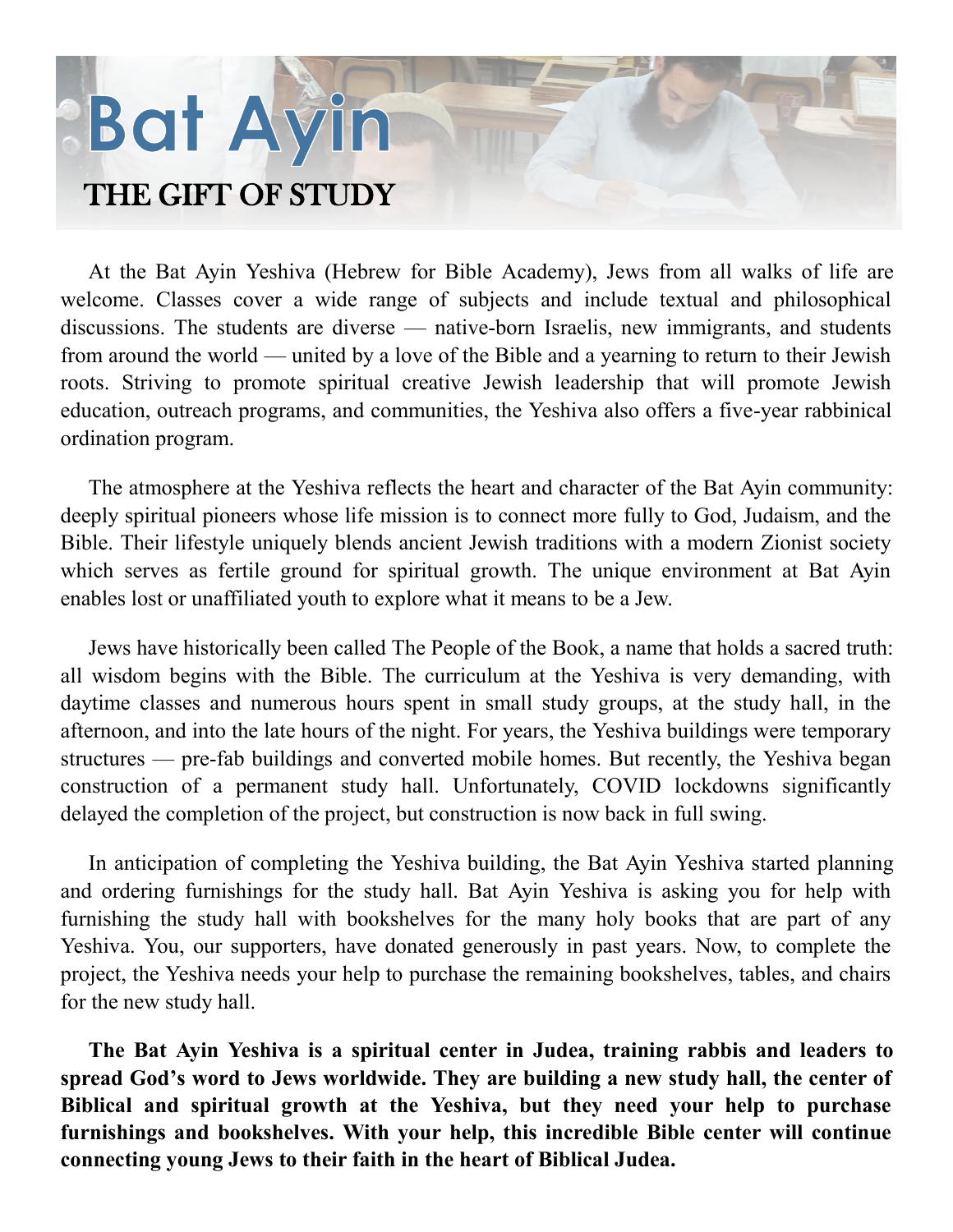# Bat Ayin

## THE GIFT OF STUDY

At the Bat Ayin Yeshiva (Hebrew for Bible Academy), Jews from all walks of life are welcome. Classes cover a wide range of subjects and include textual and philosophical discussions. The students are diverse — native-born Israelis, new immigrants, and students from around the world — united by a love of the Bible and a yearning to return to their Jewish roots. Striving to promote spiritual creative Jewish leadership that will promote Jewish education, outreach programs, and communities, the Yeshiva also offers a five-year rabbinical ordination program.

The atmosphere at the Yeshiva reflects the heart and character of the Bat Ayin community: deeply spiritual pioneers whose life mission is to connect more fully to God, Judaism, and the Bible. Their lifestyle uniquely blends ancient Jewish traditions with a modern Zionist society which serves as fertile ground for spiritual growth. The unique environment at Bat Ayin enables lost or unaffiliated youth to explore what it means to be a Jew.

Jews have historically been called The People of the Book, a name that holds a sacred truth: all wisdom begins with the Bible. The curriculum at the Yeshiva is very demanding, with daytime classes and numerous hours spent in small study groups, at the study hall, in the afternoon, and into the late hours of the night. For years, the Yeshiva buildings were temporary structures — pre-fab buildings and converted mobile homes. But recently, the Yeshiva began construction of a permanent study hall. Unfortunately, COVID lockdowns significantly delayed the completion of the project, but construction is now back in full swing.

In anticipation of completing the Yeshiva building, the Bat Ayin Yeshiva started planning and ordering furnishings for the study hall. Bat Ayin Yeshiva is asking you for help with furnishing the study hall with bookshelves for the many holy books that are part of any Yeshiva. You, our supporters, have donated generously in past years. Now, to complete the project, the Yeshiva needs your help to purchase the remaining bookshelves, tables, and chairs for the new study hall.

**The Bat Ayin Yeshiva is a spiritual center in Judea, training rabbis and leaders to spread God's word to Jews worldwide. They are building a new study hall, the center of Biblical and spiritual growth at the Yeshiva, but they need your help to purchase furnishings and bookshelves. With your help, this incredible Bible center will continue connecting young Jews to their faith in the heart of Biblical Judea.**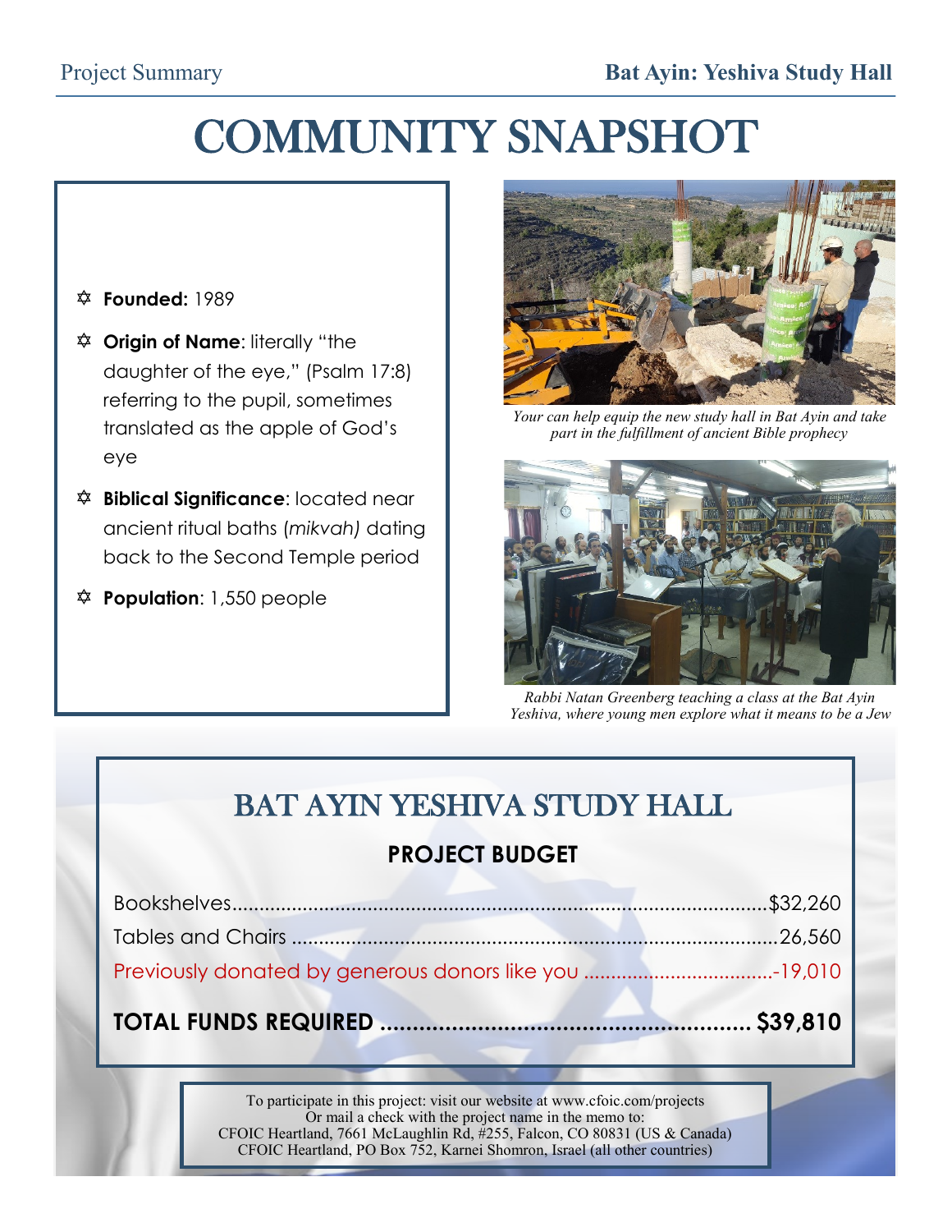# COMMUNITY SNAPSHOT

- **Founded:** 1989
- **Origin of Name**: literally "the daughter of the eye," (Psalm 17:8) referring to the pupil, sometimes translated as the apple of God's eye
- **Biblical Significance**: located near ancient ritual baths (*mikvah)* dating back to the Second Temple period
- **Population**: 1,550 people

*Your can help equip the new study hall in Bat Ayin and take part in the fulfillment of ancient Bible prophecy*

*Rabbi Natan Greenberg teaching a class at the Bat Ayin Yeshiva, where young men explore what it means to be a Jew*

## BAT AYIN YESHIVA STUDY HALL

### PROJECT BUDGET

| | |
|---|---|
| Bookshelves | $32,260 |
| Tables and Chairs | 26,560 |
| Previously donated by generous donors like you | -19,010 |
| **TOTAL FUNDS REQUIRED** | **$39,810** |

To participate in this project: visit our website at www.cfoic.com/projects
Or mail a check with the project name in the memo to:
CFOIC Heartland, 7661 McLaughlin Rd, #255, Falcon, CO 80831 (US & Canada)
CFOIC Heartland, PO Box 752, Karnei Shomron, Israel (all other countries)